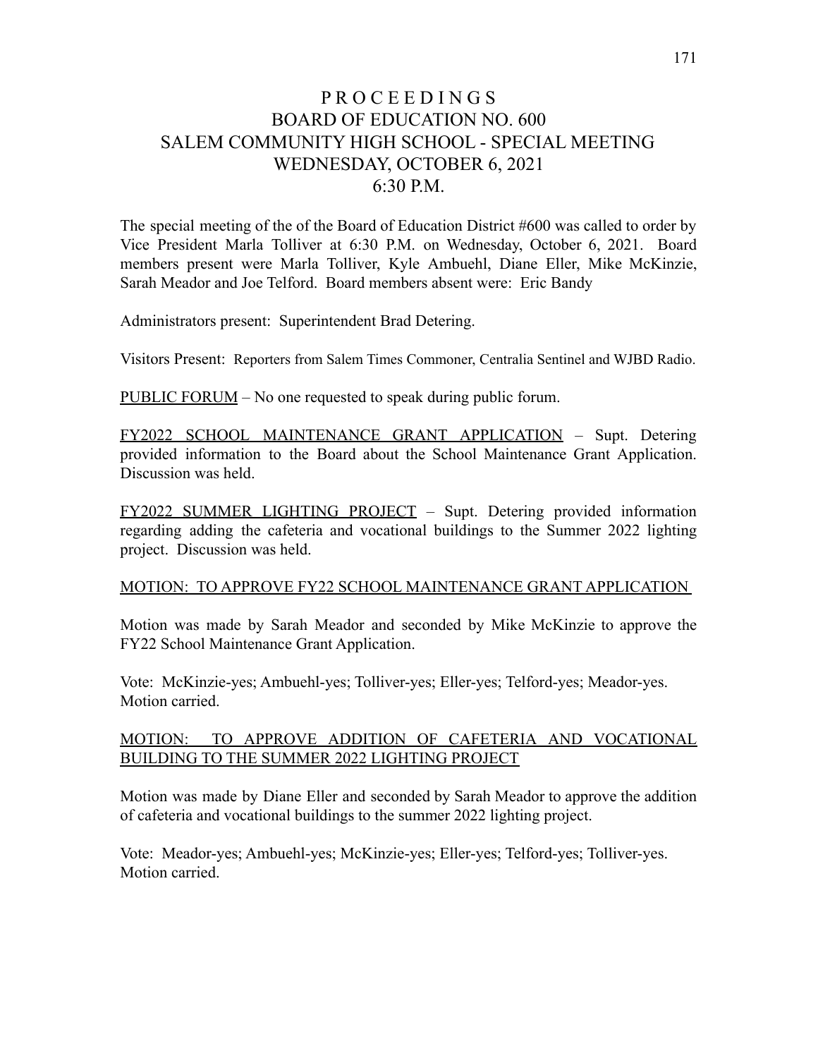# P R O C E E D I N G S
# BOARD OF EDUCATION NO. 600
# SALEM COMMUNITY HIGH SCHOOL - SPECIAL MEETING
# WEDNESDAY, OCTOBER 6, 2021
# 6:30 P.M.

The special meeting of the of the Board of Education District #600 was called to order by Vice President Marla Tolliver at 6:30 P.M. on Wednesday, October 6, 2021. Board members present were Marla Tolliver, Kyle Ambuehl, Diane Eller, Mike McKinzie, Sarah Meador and Joe Telford. Board members absent were: Eric Bandy

Administrators present: Superintendent Brad Detering.

Visitors Present: Reporters from Salem Times Commoner, Centralia Sentinel and WJBD Radio.

<u>PUBLIC FORUM</u> – No one requested to speak during public forum.

<u>FY2022 SCHOOL MAINTENANCE GRANT APPLICATION</u> – Supt. Detering provided information to the Board about the School Maintenance Grant Application. Discussion was held.

<u>FY2022 SUMMER LIGHTING PROJECT</u> – Supt. Detering provided information regarding adding the cafeteria and vocational buildings to the Summer 2022 lighting project. Discussion was held.

<u>MOTION: TO APPROVE FY22 SCHOOL MAINTENANCE GRANT APPLICATION</u>

Motion was made by Sarah Meador and seconded by Mike McKinzie to approve the FY22 School Maintenance Grant Application.

Vote: McKinzie-yes; Ambuehl-yes; Tolliver-yes; Eller-yes; Telford-yes; Meador-yes.
Motion carried.

<u>MOTION: TO APPROVE ADDITION OF CAFETERIA AND VOCATIONAL BUILDING TO THE SUMMER 2022 LIGHTING PROJECT</u>

Motion was made by Diane Eller and seconded by Sarah Meador to approve the addition of cafeteria and vocational buildings to the summer 2022 lighting project.

Vote: Meador-yes; Ambuehl-yes; McKinzie-yes; Eller-yes; Telford-yes; Tolliver-yes.
Motion carried.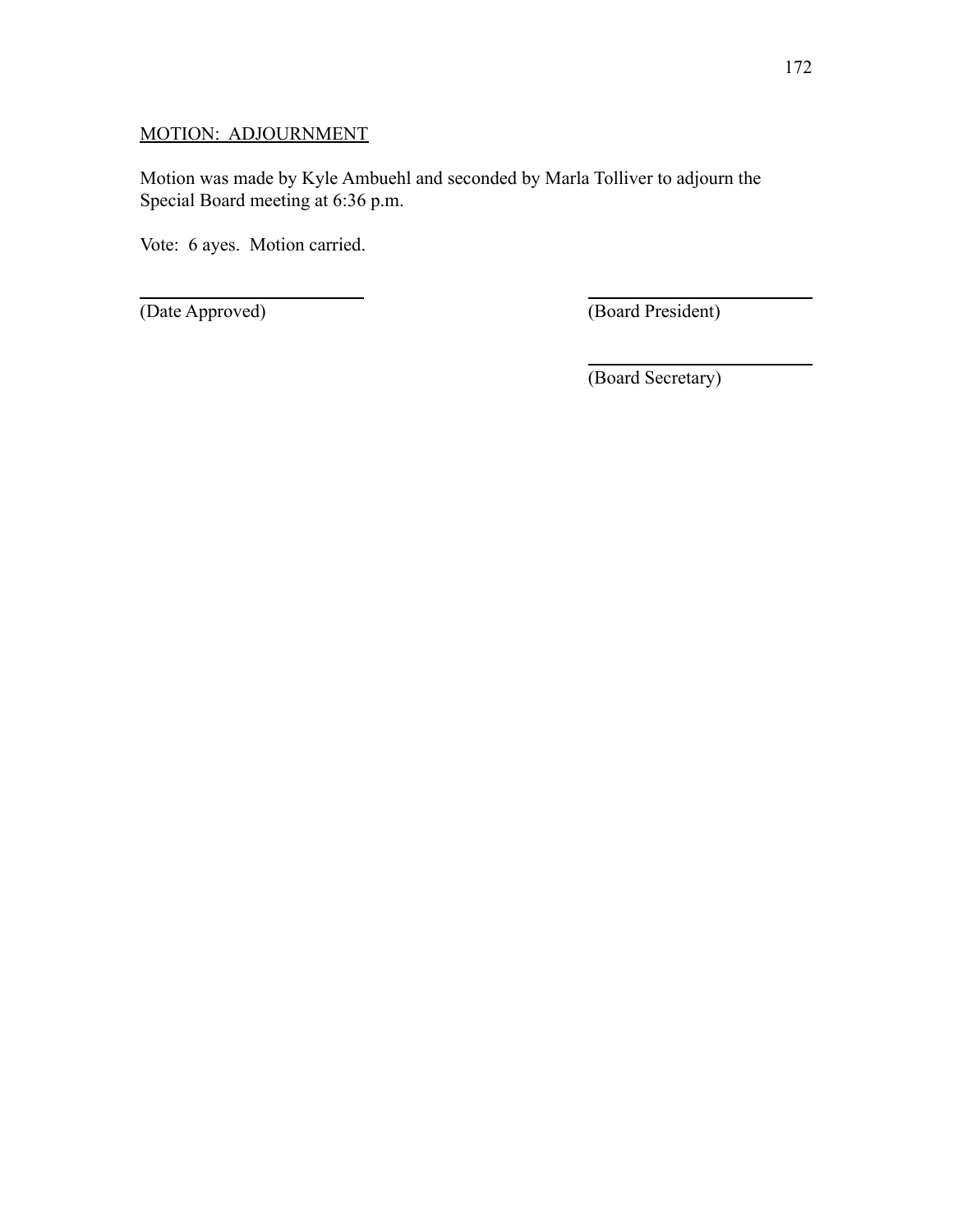MOTION:  ADJOURNMENT

Motion was made by Kyle Ambuehl and seconded by Marla Tolliver to adjourn the Special Board meeting at 6:36 p.m.

Vote:  6 ayes.  Motion carried.

| | |
|---|---|
| ______________________ | ______________________ |
| (Date Approved) | (Board President) |
| | ______________________ |
| | (Board Secretary) |